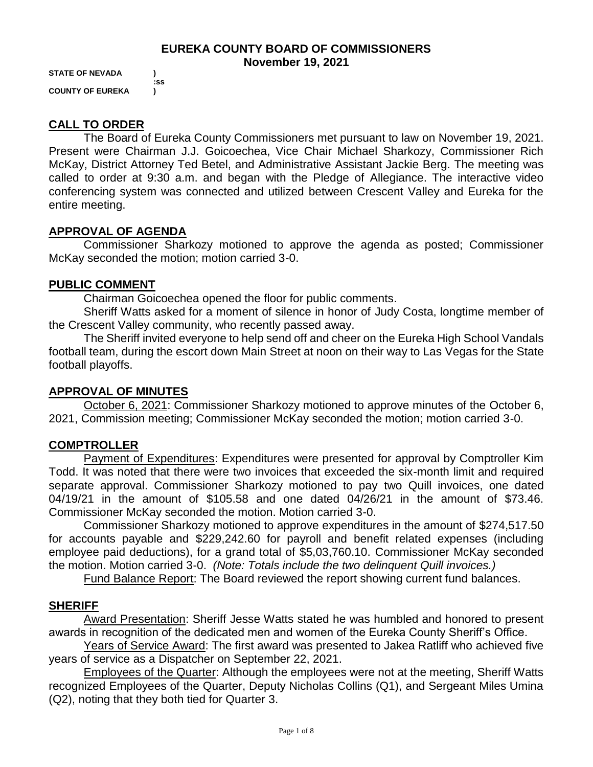# EUREKA COUNTY BOARD OF COMMISSIONERS
## November 19, 2021

**STATE OF NEVADA )**
**:ss**
**COUNTY OF EUREKA )**

## CALL TO ORDER

The Board of Eureka County Commissioners met pursuant to law on November 19, 2021. Present were Chairman J.J. Goicoechea, Vice Chair Michael Sharkozy, Commissioner Rich McKay, District Attorney Ted Betel, and Administrative Assistant Jackie Berg. The meeting was called to order at 9:30 a.m. and began with the Pledge of Allegiance. The interactive video conferencing system was connected and utilized between Crescent Valley and Eureka for the entire meeting.

## APPROVAL OF AGENDA

Commissioner Sharkozy motioned to approve the agenda as posted; Commissioner McKay seconded the motion; motion carried 3-0.

## PUBLIC COMMENT

Chairman Goicoechea opened the floor for public comments.

Sheriff Watts asked for a moment of silence in honor of Judy Costa, longtime member of the Crescent Valley community, who recently passed away.

The Sheriff invited everyone to help send off and cheer on the Eureka High School Vandals football team, during the escort down Main Street at noon on their way to Las Vegas for the State football playoffs.

## APPROVAL OF MINUTES

October 6, 2021: Commissioner Sharkozy motioned to approve minutes of the October 6, 2021, Commission meeting; Commissioner McKay seconded the motion; motion carried 3-0.

## COMPTROLLER

Payment of Expenditures: Expenditures were presented for approval by Comptroller Kim Todd. It was noted that there were two invoices that exceeded the six-month limit and required separate approval. Commissioner Sharkozy motioned to pay two Quill invoices, one dated 04/19/21 in the amount of $105.58 and one dated 04/26/21 in the amount of $73.46. Commissioner McKay seconded the motion. Motion carried 3-0.

Commissioner Sharkozy motioned to approve expenditures in the amount of $274,517.50 for accounts payable and $229,242.60 for payroll and benefit related expenses (including employee paid deductions), for a grand total of $5,03,760.10. Commissioner McKay seconded the motion. Motion carried 3-0. *(Note: Totals include the two delinquent Quill invoices.)*

Fund Balance Report: The Board reviewed the report showing current fund balances.

## SHERIFF

Award Presentation: Sheriff Jesse Watts stated he was humbled and honored to present awards in recognition of the dedicated men and women of the Eureka County Sheriff's Office.

Years of Service Award: The first award was presented to Jakea Ratliff who achieved five years of service as a Dispatcher on September 22, 2021.

Employees of the Quarter: Although the employees were not at the meeting, Sheriff Watts recognized Employees of the Quarter, Deputy Nicholas Collins (Q1), and Sergeant Miles Umina (Q2), noting that they both tied for Quarter 3.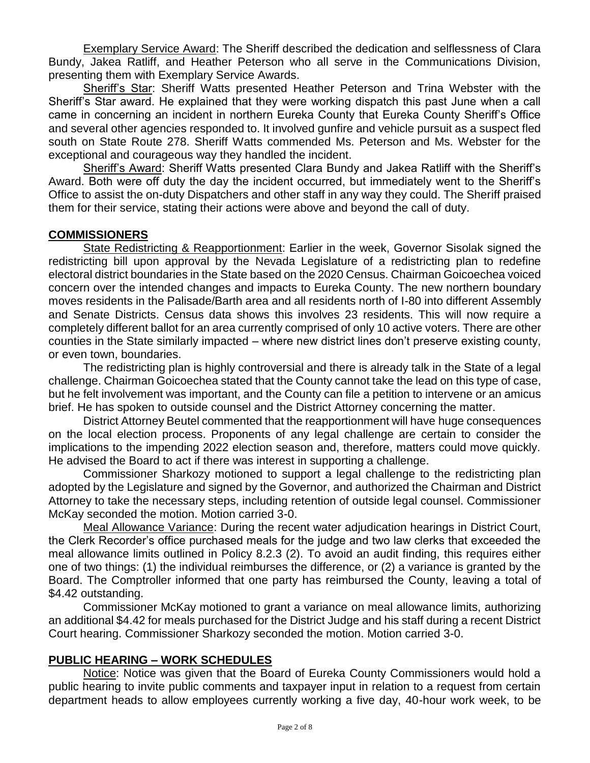Exemplary Service Award: The Sheriff described the dedication and selflessness of Clara Bundy, Jakea Ratliff, and Heather Peterson who all serve in the Communications Division, presenting them with Exemplary Service Awards.

Sheriff's Star: Sheriff Watts presented Heather Peterson and Trina Webster with the Sheriff's Star award. He explained that they were working dispatch this past June when a call came in concerning an incident in northern Eureka County that Eureka County Sheriff's Office and several other agencies responded to. It involved gunfire and vehicle pursuit as a suspect fled south on State Route 278. Sheriff Watts commended Ms. Peterson and Ms. Webster for the exceptional and courageous way they handled the incident.

Sheriff's Award: Sheriff Watts presented Clara Bundy and Jakea Ratliff with the Sheriff's Award. Both were off duty the day the incident occurred, but immediately went to the Sheriff's Office to assist the on-duty Dispatchers and other staff in any way they could. The Sheriff praised them for their service, stating their actions were above and beyond the call of duty.

## COMMISSIONERS

State Redistricting & Reapportionment: Earlier in the week, Governor Sisolak signed the redistricting bill upon approval by the Nevada Legislature of a redistricting plan to redefine electoral district boundaries in the State based on the 2020 Census. Chairman Goicoechea voiced concern over the intended changes and impacts to Eureka County. The new northern boundary moves residents in the Palisade/Barth area and all residents north of I-80 into different Assembly and Senate Districts. Census data shows this involves 23 residents. This will now require a completely different ballot for an area currently comprised of only 10 active voters. There are other counties in the State similarly impacted – where new district lines don't preserve existing county, or even town, boundaries.

The redistricting plan is highly controversial and there is already talk in the State of a legal challenge. Chairman Goicoechea stated that the County cannot take the lead on this type of case, but he felt involvement was important, and the County can file a petition to intervene or an amicus brief. He has spoken to outside counsel and the District Attorney concerning the matter.

District Attorney Beutel commented that the reapportionment will have huge consequences on the local election process. Proponents of any legal challenge are certain to consider the implications to the impending 2022 election season and, therefore, matters could move quickly. He advised the Board to act if there was interest in supporting a challenge.

Commissioner Sharkozy motioned to support a legal challenge to the redistricting plan adopted by the Legislature and signed by the Governor, and authorized the Chairman and District Attorney to take the necessary steps, including retention of outside legal counsel. Commissioner McKay seconded the motion. Motion carried 3-0.

Meal Allowance Variance: During the recent water adjudication hearings in District Court, the Clerk Recorder's office purchased meals for the judge and two law clerks that exceeded the meal allowance limits outlined in Policy 8.2.3 (2). To avoid an audit finding, this requires either one of two things: (1) the individual reimburses the difference, or (2) a variance is granted by the Board. The Comptroller informed that one party has reimbursed the County, leaving a total of $4.42 outstanding.

Commissioner McKay motioned to grant a variance on meal allowance limits, authorizing an additional $4.42 for meals purchased for the District Judge and his staff during a recent District Court hearing. Commissioner Sharkozy seconded the motion. Motion carried 3-0.

## PUBLIC HEARING – WORK SCHEDULES

Notice: Notice was given that the Board of Eureka County Commissioners would hold a public hearing to invite public comments and taxpayer input in relation to a request from certain department heads to allow employees currently working a five day, 40-hour work week, to be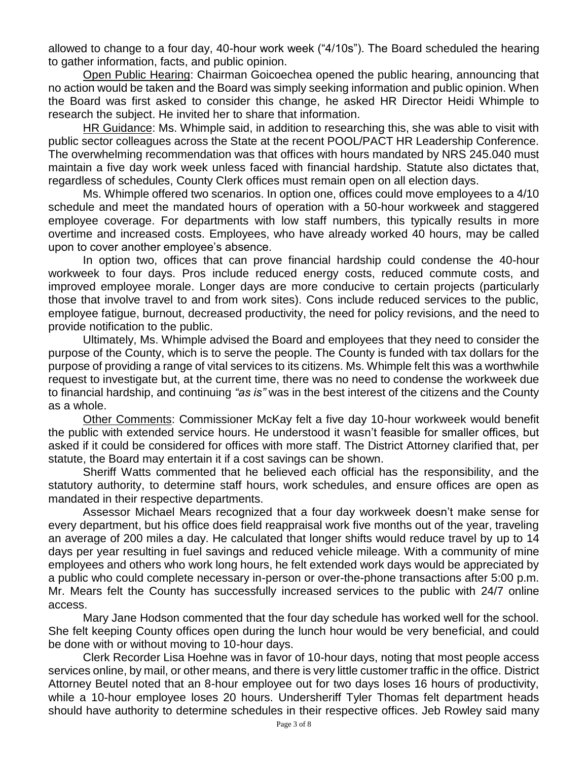allowed to change to a four day, 40-hour work week ("4/10s"). The Board scheduled the hearing to gather information, facts, and public opinion.

Open Public Hearing: Chairman Goicoechea opened the public hearing, announcing that no action would be taken and the Board was simply seeking information and public opinion. When the Board was first asked to consider this change, he asked HR Director Heidi Whimple to research the subject. He invited her to share that information.

HR Guidance: Ms. Whimple said, in addition to researching this, she was able to visit with public sector colleagues across the State at the recent POOL/PACT HR Leadership Conference. The overwhelming recommendation was that offices with hours mandated by NRS 245.040 must maintain a five day work week unless faced with financial hardship. Statute also dictates that, regardless of schedules, County Clerk offices must remain open on all election days.

Ms. Whimple offered two scenarios. In option one, offices could move employees to a 4/10 schedule and meet the mandated hours of operation with a 50-hour workweek and staggered employee coverage. For departments with low staff numbers, this typically results in more overtime and increased costs. Employees, who have already worked 40 hours, may be called upon to cover another employee's absence.

In option two, offices that can prove financial hardship could condense the 40-hour workweek to four days. Pros include reduced energy costs, reduced commute costs, and improved employee morale. Longer days are more conducive to certain projects (particularly those that involve travel to and from work sites). Cons include reduced services to the public, employee fatigue, burnout, decreased productivity, the need for policy revisions, and the need to provide notification to the public.

Ultimately, Ms. Whimple advised the Board and employees that they need to consider the purpose of the County, which is to serve the people. The County is funded with tax dollars for the purpose of providing a range of vital services to its citizens. Ms. Whimple felt this was a worthwhile request to investigate but, at the current time, there was no need to condense the workweek due to financial hardship, and continuing *"as is"* was in the best interest of the citizens and the County as a whole.

Other Comments: Commissioner McKay felt a five day 10-hour workweek would benefit the public with extended service hours. He understood it wasn't feasible for smaller offices, but asked if it could be considered for offices with more staff. The District Attorney clarified that, per statute, the Board may entertain it if a cost savings can be shown.

Sheriff Watts commented that he believed each official has the responsibility, and the statutory authority, to determine staff hours, work schedules, and ensure offices are open as mandated in their respective departments.

Assessor Michael Mears recognized that a four day workweek doesn't make sense for every department, but his office does field reappraisal work five months out of the year, traveling an average of 200 miles a day. He calculated that longer shifts would reduce travel by up to 14 days per year resulting in fuel savings and reduced vehicle mileage. With a community of mine employees and others who work long hours, he felt extended work days would be appreciated by a public who could complete necessary in-person or over-the-phone transactions after 5:00 p.m. Mr. Mears felt the County has successfully increased services to the public with 24/7 online access.

Mary Jane Hodson commented that the four day schedule has worked well for the school. She felt keeping County offices open during the lunch hour would be very beneficial, and could be done with or without moving to 10-hour days.

Clerk Recorder Lisa Hoehne was in favor of 10-hour days, noting that most people access services online, by mail, or other means, and there is very little customer traffic in the office. District Attorney Beutel noted that an 8-hour employee out for two days loses 16 hours of productivity, while a 10-hour employee loses 20 hours. Undersheriff Tyler Thomas felt department heads should have authority to determine schedules in their respective offices. Jeb Rowley said many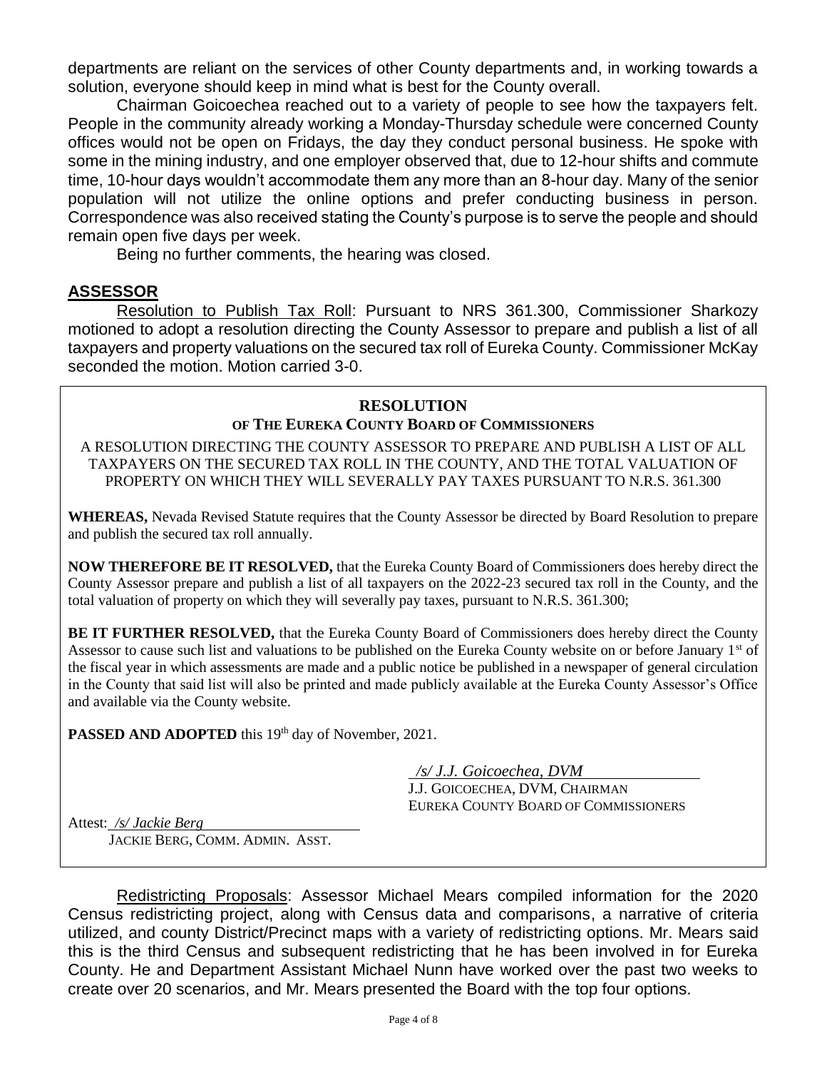departments are reliant on the services of other County departments and, in working towards a solution, everyone should keep in mind what is best for the County overall.

Chairman Goicoechea reached out to a variety of people to see how the taxpayers felt. People in the community already working a Monday-Thursday schedule were concerned County offices would not be open on Fridays, the day they conduct personal business. He spoke with some in the mining industry, and one employer observed that, due to 12-hour shifts and commute time, 10-hour days wouldn't accommodate them any more than an 8-hour day. Many of the senior population will not utilize the online options and prefer conducting business in person. Correspondence was also received stating the County's purpose is to serve the people and should remain open five days per week.

Being no further comments, the hearing was closed.

## ASSESSOR

Resolution to Publish Tax Roll: Pursuant to NRS 361.300, Commissioner Sharkozy motioned to adopt a resolution directing the County Assessor to prepare and publish a list of all taxpayers and property valuations on the secured tax roll of Eureka County. Commissioner McKay seconded the motion. Motion carried 3-0.

**RESOLUTION**

**OF THE EUREKA COUNTY BOARD OF COMMISSIONERS**

A RESOLUTION DIRECTING THE COUNTY ASSESSOR TO PREPARE AND PUBLISH A LIST OF ALL TAXPAYERS ON THE SECURED TAX ROLL IN THE COUNTY, AND THE TOTAL VALUATION OF PROPERTY ON WHICH THEY WILL SEVERALLY PAY TAXES PURSUANT TO N.R.S. 361.300

**WHEREAS,** Nevada Revised Statute requires that the County Assessor be directed by Board Resolution to prepare and publish the secured tax roll annually.

**NOW THEREFORE BE IT RESOLVED,** that the Eureka County Board of Commissioners does hereby direct the County Assessor prepare and publish a list of all taxpayers on the 2022-23 secured tax roll in the County, and the total valuation of property on which they will severally pay taxes, pursuant to N.R.S. 361.300;

**BE IT FURTHER RESOLVED,** that the Eureka County Board of Commissioners does hereby direct the County Assessor to cause such list and valuations to be published on the Eureka County website on or before January 1st of the fiscal year in which assessments are made and a public notice be published in a newspaper of general circulation in the County that said list will also be printed and made publicly available at the Eureka County Assessor's Office and available via the County website.

**PASSED AND ADOPTED** this 19th day of November, 2021.

*/s/ J.J. Goicoechea, DVM*
J.J. GOICOECHEA, DVM, CHAIRMAN
EUREKA COUNTY BOARD OF COMMISSIONERS

Attest: */s/ Jackie Berg*
JACKIE BERG, COMM. ADMIN. ASST.

Redistricting Proposals: Assessor Michael Mears compiled information for the 2020 Census redistricting project, along with Census data and comparisons, a narrative of criteria utilized, and county District/Precinct maps with a variety of redistricting options. Mr. Mears said this is the third Census and subsequent redistricting that he has been involved in for Eureka County. He and Department Assistant Michael Nunn have worked over the past two weeks to create over 20 scenarios, and Mr. Mears presented the Board with the top four options.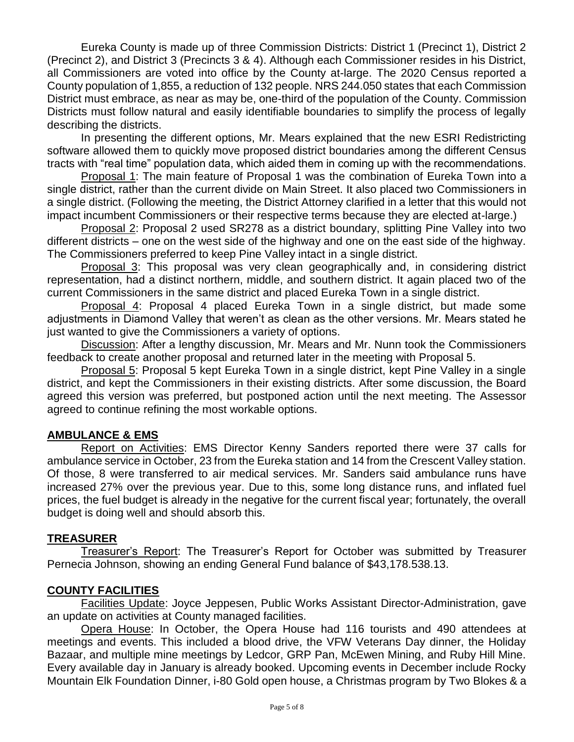Eureka County is made up of three Commission Districts: District 1 (Precinct 1), District 2 (Precinct 2), and District 3 (Precincts 3 & 4). Although each Commissioner resides in his District, all Commissioners are voted into office by the County at-large. The 2020 Census reported a County population of 1,855, a reduction of 132 people. NRS 244.050 states that each Commission District must embrace, as near as may be, one-third of the population of the County. Commission Districts must follow natural and easily identifiable boundaries to simplify the process of legally describing the districts.

In presenting the different options, Mr. Mears explained that the new ESRI Redistricting software allowed them to quickly move proposed district boundaries among the different Census tracts with "real time" population data, which aided them in coming up with the recommendations.

Proposal 1: The main feature of Proposal 1 was the combination of Eureka Town into a single district, rather than the current divide on Main Street. It also placed two Commissioners in a single district. (Following the meeting, the District Attorney clarified in a letter that this would not impact incumbent Commissioners or their respective terms because they are elected at-large.)

Proposal 2: Proposal 2 used SR278 as a district boundary, splitting Pine Valley into two different districts – one on the west side of the highway and one on the east side of the highway. The Commissioners preferred to keep Pine Valley intact in a single district.

Proposal 3: This proposal was very clean geographically and, in considering district representation, had a distinct northern, middle, and southern district. It again placed two of the current Commissioners in the same district and placed Eureka Town in a single district.

Proposal 4: Proposal 4 placed Eureka Town in a single district, but made some adjustments in Diamond Valley that weren't as clean as the other versions. Mr. Mears stated he just wanted to give the Commissioners a variety of options.

Discussion: After a lengthy discussion, Mr. Mears and Mr. Nunn took the Commissioners feedback to create another proposal and returned later in the meeting with Proposal 5.

Proposal 5: Proposal 5 kept Eureka Town in a single district, kept Pine Valley in a single district, and kept the Commissioners in their existing districts. After some discussion, the Board agreed this version was preferred, but postponed action until the next meeting. The Assessor agreed to continue refining the most workable options.

## AMBULANCE & EMS

Report on Activities: EMS Director Kenny Sanders reported there were 37 calls for ambulance service in October, 23 from the Eureka station and 14 from the Crescent Valley station. Of those, 8 were transferred to air medical services. Mr. Sanders said ambulance runs have increased 27% over the previous year. Due to this, some long distance runs, and inflated fuel prices, the fuel budget is already in the negative for the current fiscal year; fortunately, the overall budget is doing well and should absorb this.

## TREASURER

Treasurer's Report: The Treasurer's Report for October was submitted by Treasurer Pernecia Johnson, showing an ending General Fund balance of $43,178.538.13.

## COUNTY FACILITIES

Facilities Update: Joyce Jeppesen, Public Works Assistant Director-Administration, gave an update on activities at County managed facilities.

Opera House: In October, the Opera House had 116 tourists and 490 attendees at meetings and events. This included a blood drive, the VFW Veterans Day dinner, the Holiday Bazaar, and multiple mine meetings by Ledcor, GRP Pan, McEwen Mining, and Ruby Hill Mine. Every available day in January is already booked. Upcoming events in December include Rocky Mountain Elk Foundation Dinner, i-80 Gold open house, a Christmas program by Two Blokes & a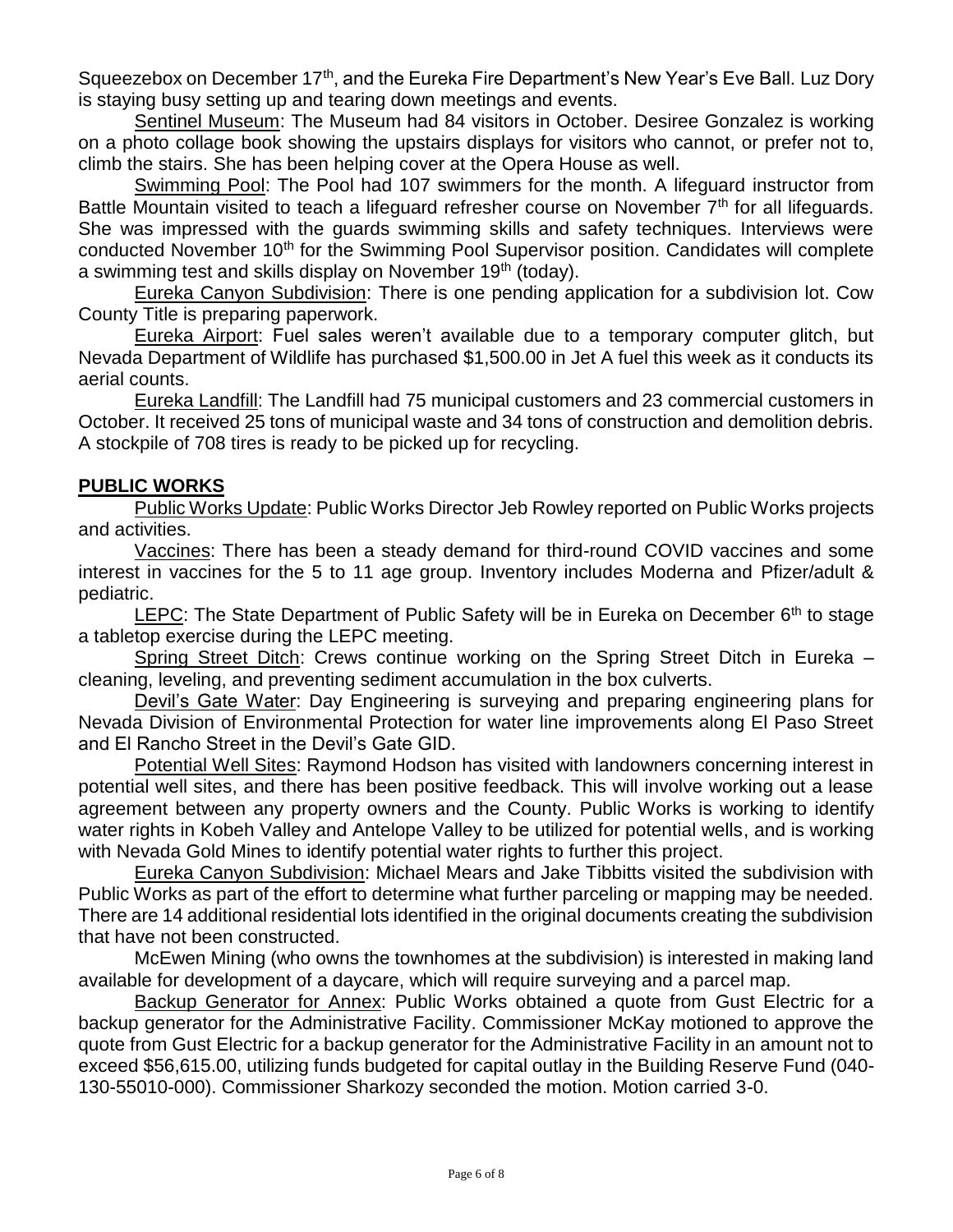Squeezebox on December 17th, and the Eureka Fire Department's New Year's Eve Ball. Luz Dory is staying busy setting up and tearing down meetings and events.

Sentinel Museum: The Museum had 84 visitors in October. Desiree Gonzalez is working on a photo collage book showing the upstairs displays for visitors who cannot, or prefer not to, climb the stairs. She has been helping cover at the Opera House as well.

Swimming Pool: The Pool had 107 swimmers for the month. A lifeguard instructor from Battle Mountain visited to teach a lifeguard refresher course on November 7th for all lifeguards. She was impressed with the guards swimming skills and safety techniques. Interviews were conducted November 10th for the Swimming Pool Supervisor position. Candidates will complete a swimming test and skills display on November 19th (today).

Eureka Canyon Subdivision: There is one pending application for a subdivision lot. Cow County Title is preparing paperwork.

Eureka Airport: Fuel sales weren't available due to a temporary computer glitch, but Nevada Department of Wildlife has purchased $1,500.00 in Jet A fuel this week as it conducts its aerial counts.

Eureka Landfill: The Landfill had 75 municipal customers and 23 commercial customers in October. It received 25 tons of municipal waste and 34 tons of construction and demolition debris. A stockpile of 708 tires is ready to be picked up for recycling.

## PUBLIC WORKS

Public Works Update: Public Works Director Jeb Rowley reported on Public Works projects and activities.

Vaccines: There has been a steady demand for third-round COVID vaccines and some interest in vaccines for the 5 to 11 age group. Inventory includes Moderna and Pfizer/adult & pediatric.

LEPC: The State Department of Public Safety will be in Eureka on December 6th to stage a tabletop exercise during the LEPC meeting.

Spring Street Ditch: Crews continue working on the Spring Street Ditch in Eureka – cleaning, leveling, and preventing sediment accumulation in the box culverts.

Devil's Gate Water: Day Engineering is surveying and preparing engineering plans for Nevada Division of Environmental Protection for water line improvements along El Paso Street and El Rancho Street in the Devil's Gate GID.

Potential Well Sites: Raymond Hodson has visited with landowners concerning interest in potential well sites, and there has been positive feedback. This will involve working out a lease agreement between any property owners and the County. Public Works is working to identify water rights in Kobeh Valley and Antelope Valley to be utilized for potential wells, and is working with Nevada Gold Mines to identify potential water rights to further this project.

Eureka Canyon Subdivision: Michael Mears and Jake Tibbitts visited the subdivision with Public Works as part of the effort to determine what further parceling or mapping may be needed. There are 14 additional residential lots identified in the original documents creating the subdivision that have not been constructed.

McEwen Mining (who owns the townhomes at the subdivision) is interested in making land available for development of a daycare, which will require surveying and a parcel map.

Backup Generator for Annex: Public Works obtained a quote from Gust Electric for a backup generator for the Administrative Facility. Commissioner McKay motioned to approve the quote from Gust Electric for a backup generator for the Administrative Facility in an amount not to exceed $56,615.00, utilizing funds budgeted for capital outlay in the Building Reserve Fund (040-130-55010-000). Commissioner Sharkozy seconded the motion. Motion carried 3-0.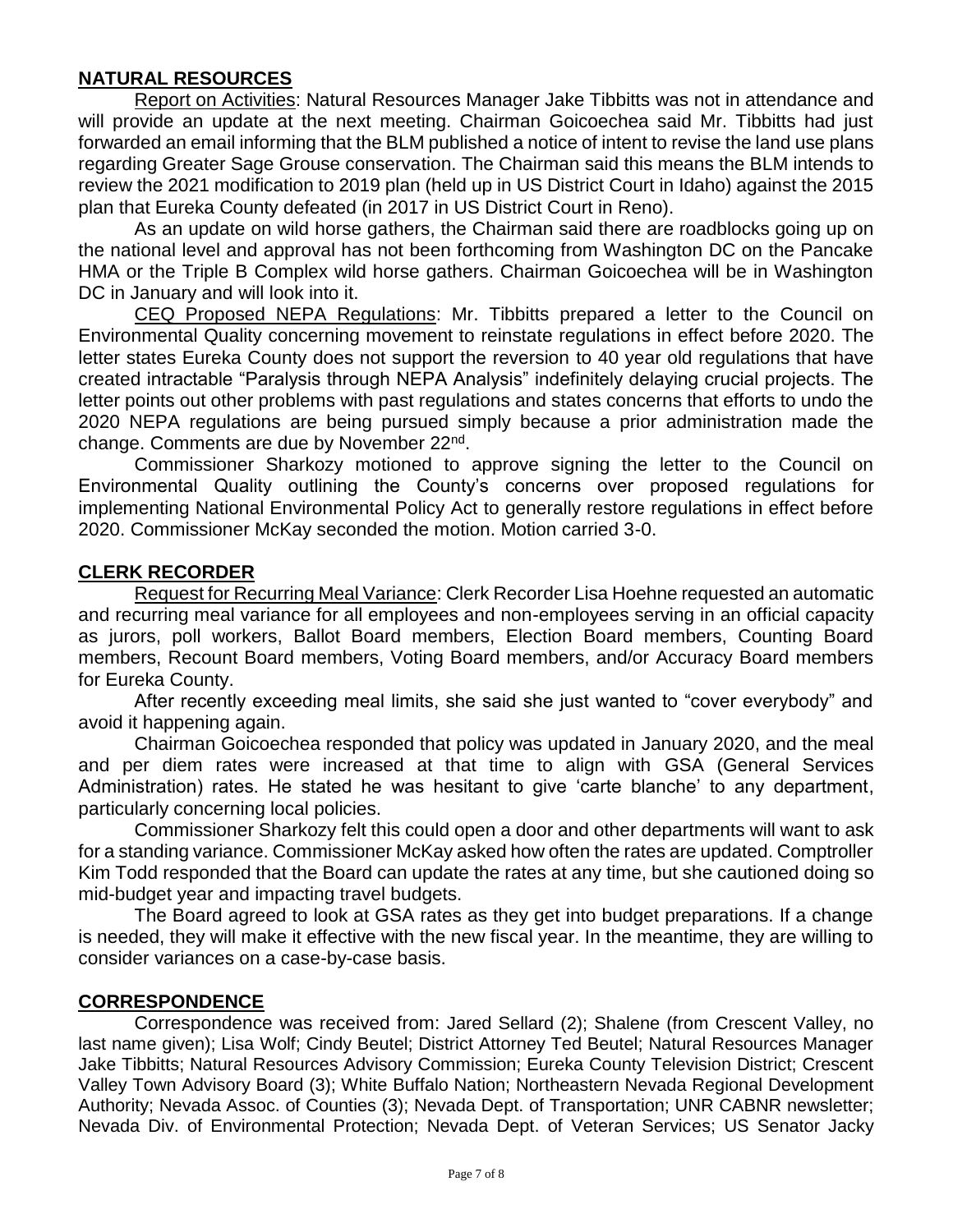## **NATURAL RESOURCES**

Report on Activities: Natural Resources Manager Jake Tibbitts was not in attendance and will provide an update at the next meeting. Chairman Goicoechea said Mr. Tibbitts had just forwarded an email informing that the BLM published a notice of intent to revise the land use plans regarding Greater Sage Grouse conservation. The Chairman said this means the BLM intends to review the 2021 modification to 2019 plan (held up in US District Court in Idaho) against the 2015 plan that Eureka County defeated (in 2017 in US District Court in Reno).

As an update on wild horse gathers, the Chairman said there are roadblocks going up on the national level and approval has not been forthcoming from Washington DC on the Pancake HMA or the Triple B Complex wild horse gathers. Chairman Goicoechea will be in Washington DC in January and will look into it.

CEQ Proposed NEPA Regulations: Mr. Tibbitts prepared a letter to the Council on Environmental Quality concerning movement to reinstate regulations in effect before 2020. The letter states Eureka County does not support the reversion to 40 year old regulations that have created intractable "Paralysis through NEPA Analysis" indefinitely delaying crucial projects. The letter points out other problems with past regulations and states concerns that efforts to undo the 2020 NEPA regulations are being pursued simply because a prior administration made the change. Comments are due by November 22nd.

Commissioner Sharkozy motioned to approve signing the letter to the Council on Environmental Quality outlining the County's concerns over proposed regulations for implementing National Environmental Policy Act to generally restore regulations in effect before 2020. Commissioner McKay seconded the motion. Motion carried 3-0.

## **CLERK RECORDER**

Request for Recurring Meal Variance: Clerk Recorder Lisa Hoehne requested an automatic and recurring meal variance for all employees and non-employees serving in an official capacity as jurors, poll workers, Ballot Board members, Election Board members, Counting Board members, Recount Board members, Voting Board members, and/or Accuracy Board members for Eureka County.

After recently exceeding meal limits, she said she just wanted to "cover everybody" and avoid it happening again.

Chairman Goicoechea responded that policy was updated in January 2020, and the meal and per diem rates were increased at that time to align with GSA (General Services Administration) rates. He stated he was hesitant to give 'carte blanche' to any department, particularly concerning local policies.

Commissioner Sharkozy felt this could open a door and other departments will want to ask for a standing variance. Commissioner McKay asked how often the rates are updated. Comptroller Kim Todd responded that the Board can update the rates at any time, but she cautioned doing so mid-budget year and impacting travel budgets.

The Board agreed to look at GSA rates as they get into budget preparations. If a change is needed, they will make it effective with the new fiscal year. In the meantime, they are willing to consider variances on a case-by-case basis.

## **CORRESPONDENCE**

Correspondence was received from: Jared Sellard (2); Shalene (from Crescent Valley, no last name given); Lisa Wolf; Cindy Beutel; District Attorney Ted Beutel; Natural Resources Manager Jake Tibbitts; Natural Resources Advisory Commission; Eureka County Television District; Crescent Valley Town Advisory Board (3); White Buffalo Nation; Northeastern Nevada Regional Development Authority; Nevada Assoc. of Counties (3); Nevada Dept. of Transportation; UNR CABNR newsletter; Nevada Div. of Environmental Protection; Nevada Dept. of Veteran Services; US Senator Jacky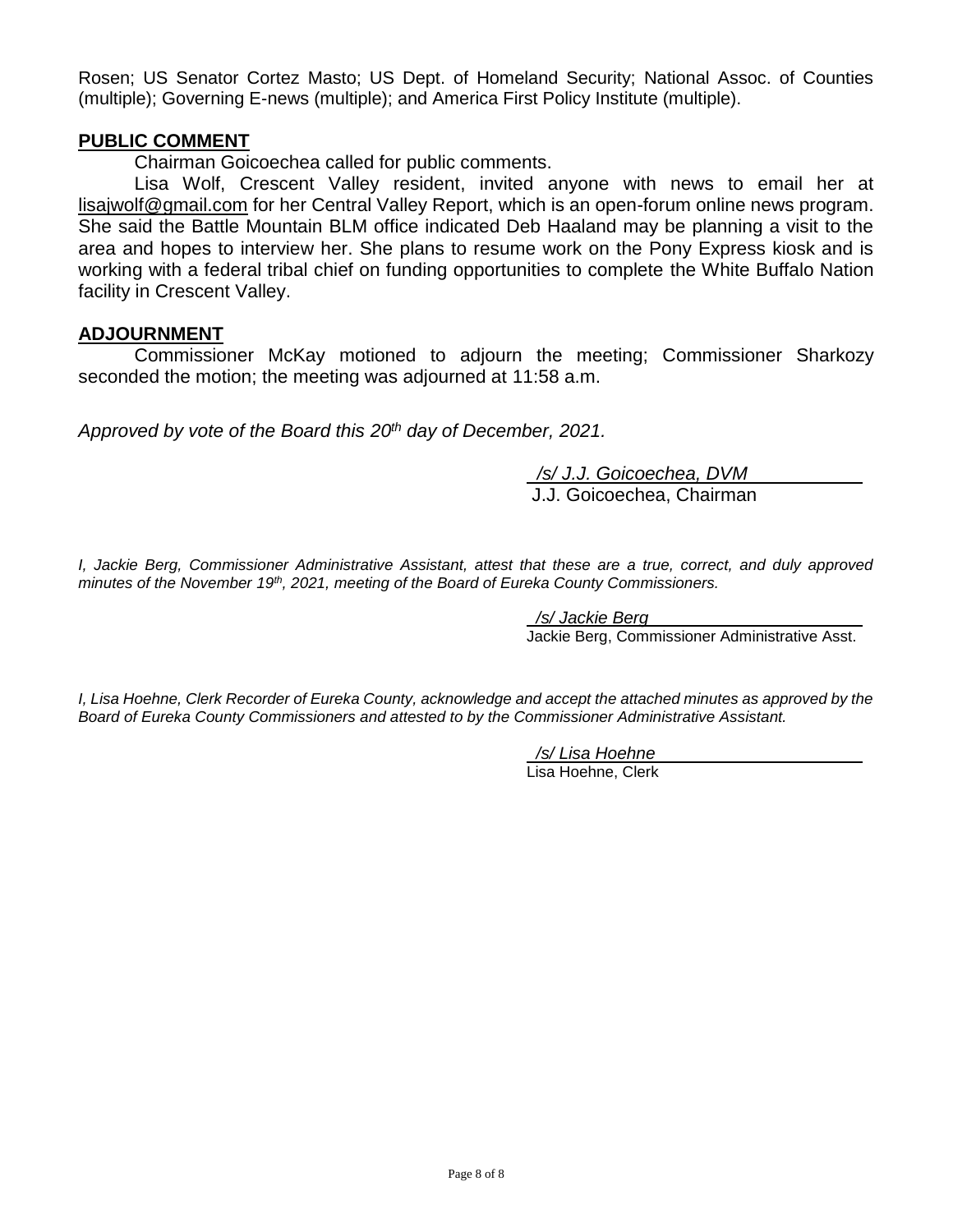Rosen; US Senator Cortez Masto; US Dept. of Homeland Security; National Assoc. of Counties (multiple); Governing E-news (multiple); and America First Policy Institute (multiple).

**PUBLIC COMMENT**

Chairman Goicoechea called for public comments.

Lisa Wolf, Crescent Valley resident, invited anyone with news to email her at lisajwolf@gmail.com for her Central Valley Report, which is an open-forum online news program. She said the Battle Mountain BLM office indicated Deb Haaland may be planning a visit to the area and hopes to interview her. She plans to resume work on the Pony Express kiosk and is working with a federal tribal chief on funding opportunities to complete the White Buffalo Nation facility in Crescent Valley.

**ADJOURNMENT**

Commissioner McKay motioned to adjourn the meeting; Commissioner Sharkozy seconded the motion; the meeting was adjourned at 11:58 a.m.

*Approved by vote of the Board this 20th day of December, 2021.*

*/s/ J.J. Goicoechea, DVM*
J.J. Goicoechea, Chairman

*I, Jackie Berg, Commissioner Administrative Assistant, attest that these are a true, correct, and duly approved minutes of the November 19th, 2021, meeting of the Board of Eureka County Commissioners.*

*/s/ Jackie Berg*
Jackie Berg, Commissioner Administrative Asst.

*I, Lisa Hoehne, Clerk Recorder of Eureka County, acknowledge and accept the attached minutes as approved by the Board of Eureka County Commissioners and attested to by the Commissioner Administrative Assistant.*

*/s/ Lisa Hoehne*
Lisa Hoehne, Clerk